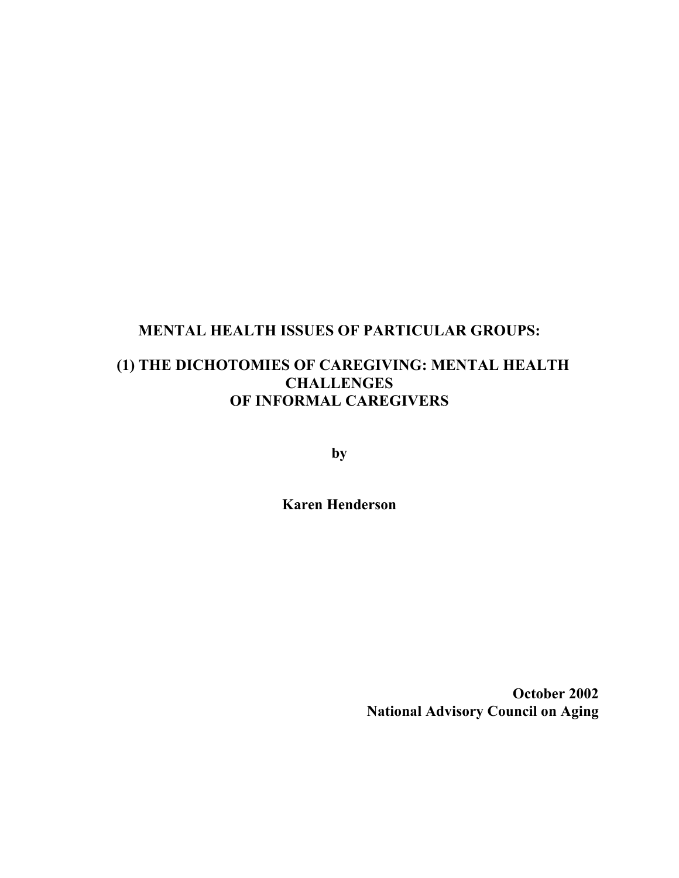# MENTAL HEALTH ISSUES OF PARTICULAR GROUPS:

## (1) THE DICHOTOMIES OF CAREGIVING: MENTAL HEALTH CHALLENGES OF INFORMAL CAREGIVERS

**by**

**Karen Henderson**

**October 2002**
**National Advisory Council on Aging**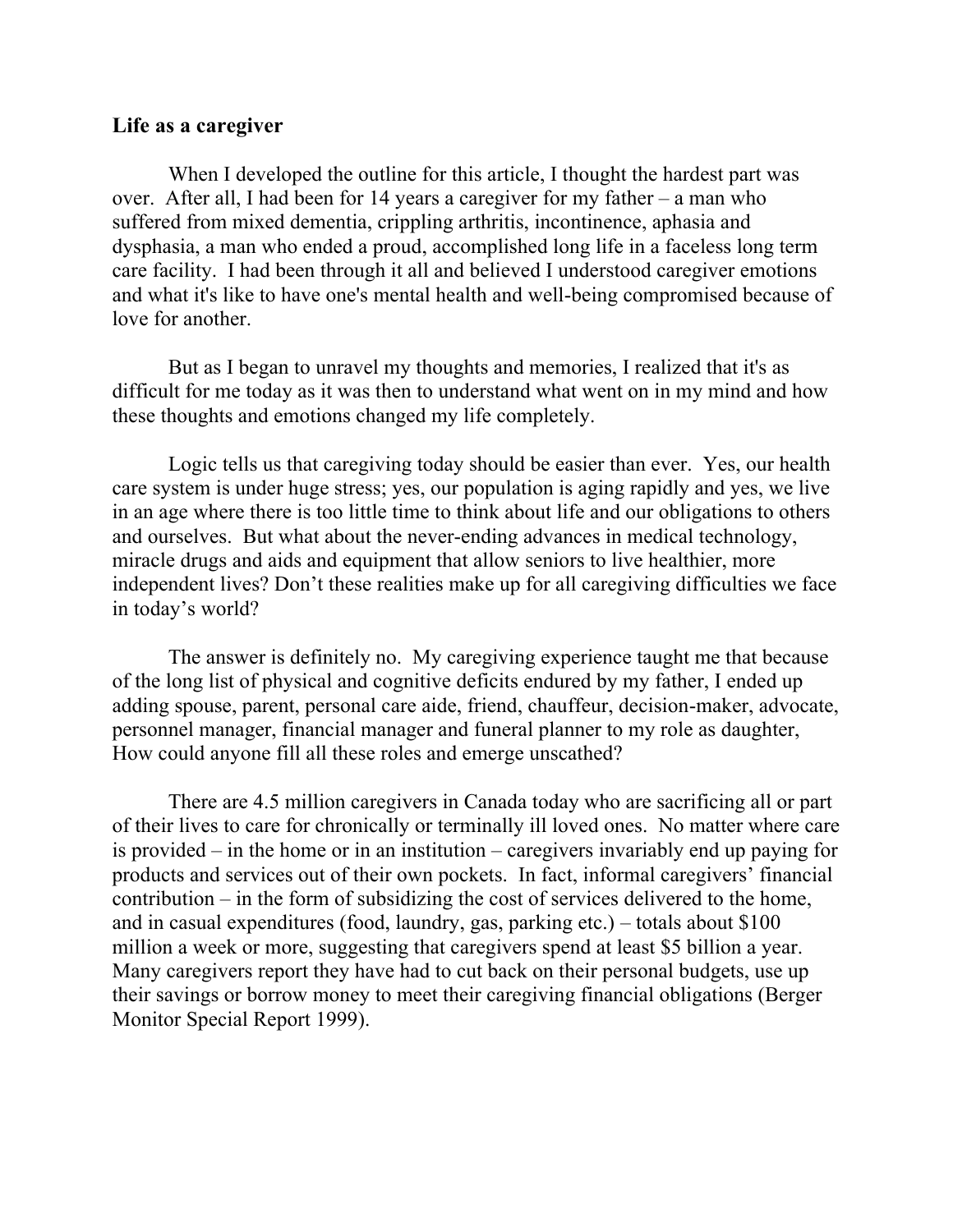**Life as a caregiver**

When I developed the outline for this article, I thought the hardest part was over. After all, I had been for 14 years a caregiver for my father – a man who suffered from mixed dementia, crippling arthritis, incontinence, aphasia and dysphasia, a man who ended a proud, accomplished long life in a faceless long term care facility. I had been through it all and believed I understood caregiver emotions and what it's like to have one's mental health and well-being compromised because of love for another.

But as I began to unravel my thoughts and memories, I realized that it's as difficult for me today as it was then to understand what went on in my mind and how these thoughts and emotions changed my life completely.

Logic tells us that caregiving today should be easier than ever. Yes, our health care system is under huge stress; yes, our population is aging rapidly and yes, we live in an age where there is too little time to think about life and our obligations to others and ourselves. But what about the never-ending advances in medical technology, miracle drugs and aids and equipment that allow seniors to live healthier, more independent lives? Don't these realities make up for all caregiving difficulties we face in today's world?

The answer is definitely no. My caregiving experience taught me that because of the long list of physical and cognitive deficits endured by my father, I ended up adding spouse, parent, personal care aide, friend, chauffeur, decision-maker, advocate, personnel manager, financial manager and funeral planner to my role as daughter, How could anyone fill all these roles and emerge unscathed?

There are 4.5 million caregivers in Canada today who are sacrificing all or part of their lives to care for chronically or terminally ill loved ones. No matter where care is provided – in the home or in an institution – caregivers invariably end up paying for products and services out of their own pockets. In fact, informal caregivers' financial contribution – in the form of subsidizing the cost of services delivered to the home, and in casual expenditures (food, laundry, gas, parking etc.) – totals about $100 million a week or more, suggesting that caregivers spend at least $5 billion a year. Many caregivers report they have had to cut back on their personal budgets, use up their savings or borrow money to meet their caregiving financial obligations (Berger Monitor Special Report 1999).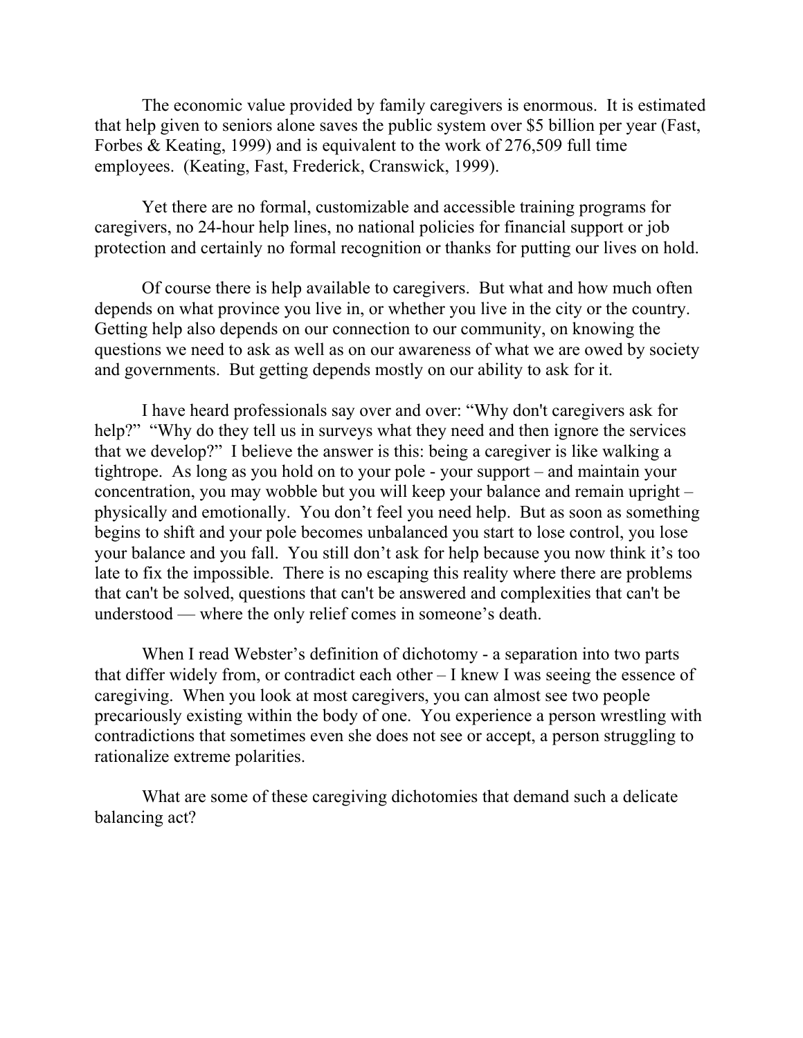The economic value provided by family caregivers is enormous. It is estimated that help given to seniors alone saves the public system over $5 billion per year (Fast, Forbes & Keating, 1999) and is equivalent to the work of 276,509 full time employees. (Keating, Fast, Frederick, Cranswick, 1999).

Yet there are no formal, customizable and accessible training programs for caregivers, no 24-hour help lines, no national policies for financial support or job protection and certainly no formal recognition or thanks for putting our lives on hold.

Of course there is help available to caregivers. But what and how much often depends on what province you live in, or whether you live in the city or the country. Getting help also depends on our connection to our community, on knowing the questions we need to ask as well as on our awareness of what we are owed by society and governments. But getting depends mostly on our ability to ask for it.

I have heard professionals say over and over: "Why don't caregivers ask for help?" "Why do they tell us in surveys what they need and then ignore the services that we develop?" I believe the answer is this: being a caregiver is like walking a tightrope. As long as you hold on to your pole - your support – and maintain your concentration, you may wobble but you will keep your balance and remain upright – physically and emotionally. You don't feel you need help. But as soon as something begins to shift and your pole becomes unbalanced you start to lose control, you lose your balance and you fall. You still don't ask for help because you now think it's too late to fix the impossible. There is no escaping this reality where there are problems that can't be solved, questions that can't be answered and complexities that can't be understood — where the only relief comes in someone's death.

When I read Webster's definition of dichotomy - a separation into two parts that differ widely from, or contradict each other – I knew I was seeing the essence of caregiving. When you look at most caregivers, you can almost see two people precariously existing within the body of one. You experience a person wrestling with contradictions that sometimes even she does not see or accept, a person struggling to rationalize extreme polarities.

What are some of these caregiving dichotomies that demand such a delicate balancing act?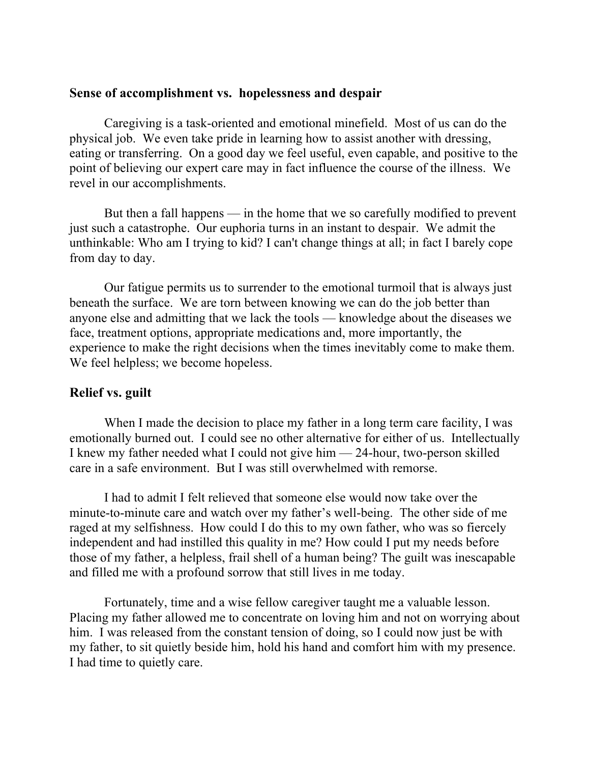### Sense of accomplishment vs. hopelessness and despair

Caregiving is a task-oriented and emotional minefield. Most of us can do the physical job. We even take pride in learning how to assist another with dressing, eating or transferring. On a good day we feel useful, even capable, and positive to the point of believing our expert care may in fact influence the course of the illness. We revel in our accomplishments.

But then a fall happens — in the home that we so carefully modified to prevent just such a catastrophe. Our euphoria turns in an instant to despair. We admit the unthinkable: Who am I trying to kid? I can't change things at all; in fact I barely cope from day to day.

Our fatigue permits us to surrender to the emotional turmoil that is always just beneath the surface. We are torn between knowing we can do the job better than anyone else and admitting that we lack the tools — knowledge about the diseases we face, treatment options, appropriate medications and, more importantly, the experience to make the right decisions when the times inevitably come to make them. We feel helpless; we become hopeless.

### Relief vs. guilt

When I made the decision to place my father in a long term care facility, I was emotionally burned out. I could see no other alternative for either of us. Intellectually I knew my father needed what I could not give him — 24-hour, two-person skilled care in a safe environment. But I was still overwhelmed with remorse.

I had to admit I felt relieved that someone else would now take over the minute-to-minute care and watch over my father's well-being. The other side of me raged at my selfishness. How could I do this to my own father, who was so fiercely independent and had instilled this quality in me? How could I put my needs before those of my father, a helpless, frail shell of a human being? The guilt was inescapable and filled me with a profound sorrow that still lives in me today.

Fortunately, time and a wise fellow caregiver taught me a valuable lesson. Placing my father allowed me to concentrate on loving him and not on worrying about him. I was released from the constant tension of doing, so I could now just be with my father, to sit quietly beside him, hold his hand and comfort him with my presence. I had time to quietly care.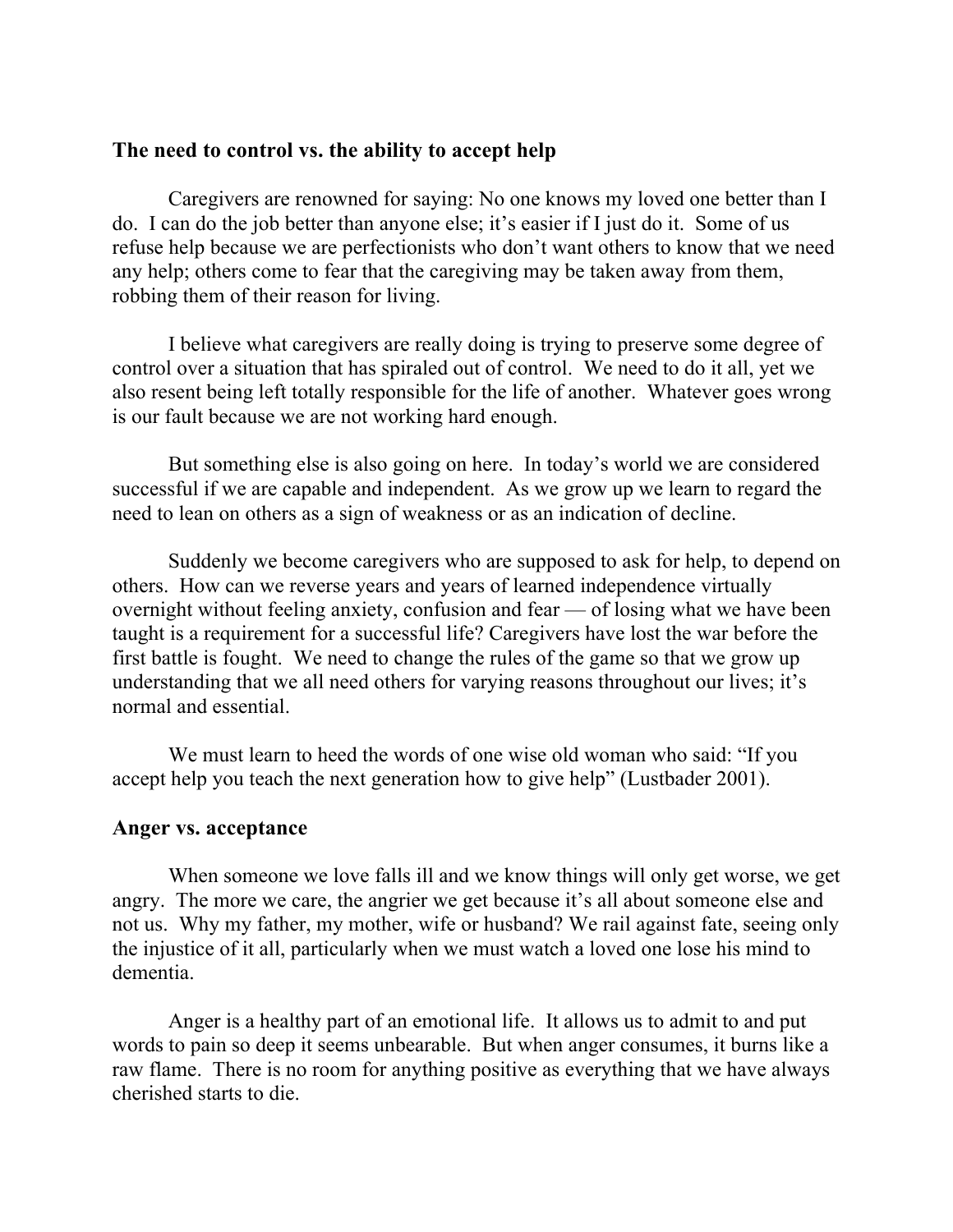### The need to control vs. the ability to accept help

Caregivers are renowned for saying: No one knows my loved one better than I do. I can do the job better than anyone else; it's easier if I just do it. Some of us refuse help because we are perfectionists who don't want others to know that we need any help; others come to fear that the caregiving may be taken away from them, robbing them of their reason for living.

I believe what caregivers are really doing is trying to preserve some degree of control over a situation that has spiraled out of control. We need to do it all, yet we also resent being left totally responsible for the life of another. Whatever goes wrong is our fault because we are not working hard enough.

But something else is also going on here. In today's world we are considered successful if we are capable and independent. As we grow up we learn to regard the need to lean on others as a sign of weakness or as an indication of decline.

Suddenly we become caregivers who are supposed to ask for help, to depend on others. How can we reverse years and years of learned independence virtually overnight without feeling anxiety, confusion and fear — of losing what we have been taught is a requirement for a successful life? Caregivers have lost the war before the first battle is fought. We need to change the rules of the game so that we grow up understanding that we all need others for varying reasons throughout our lives; it's normal and essential.

We must learn to heed the words of one wise old woman who said: "If you accept help you teach the next generation how to give help" (Lustbader 2001).

### Anger vs. acceptance

When someone we love falls ill and we know things will only get worse, we get angry. The more we care, the angrier we get because it's all about someone else and not us. Why my father, my mother, wife or husband? We rail against fate, seeing only the injustice of it all, particularly when we must watch a loved one lose his mind to dementia.

Anger is a healthy part of an emotional life. It allows us to admit to and put words to pain so deep it seems unbearable. But when anger consumes, it burns like a raw flame. There is no room for anything positive as everything that we have always cherished starts to die.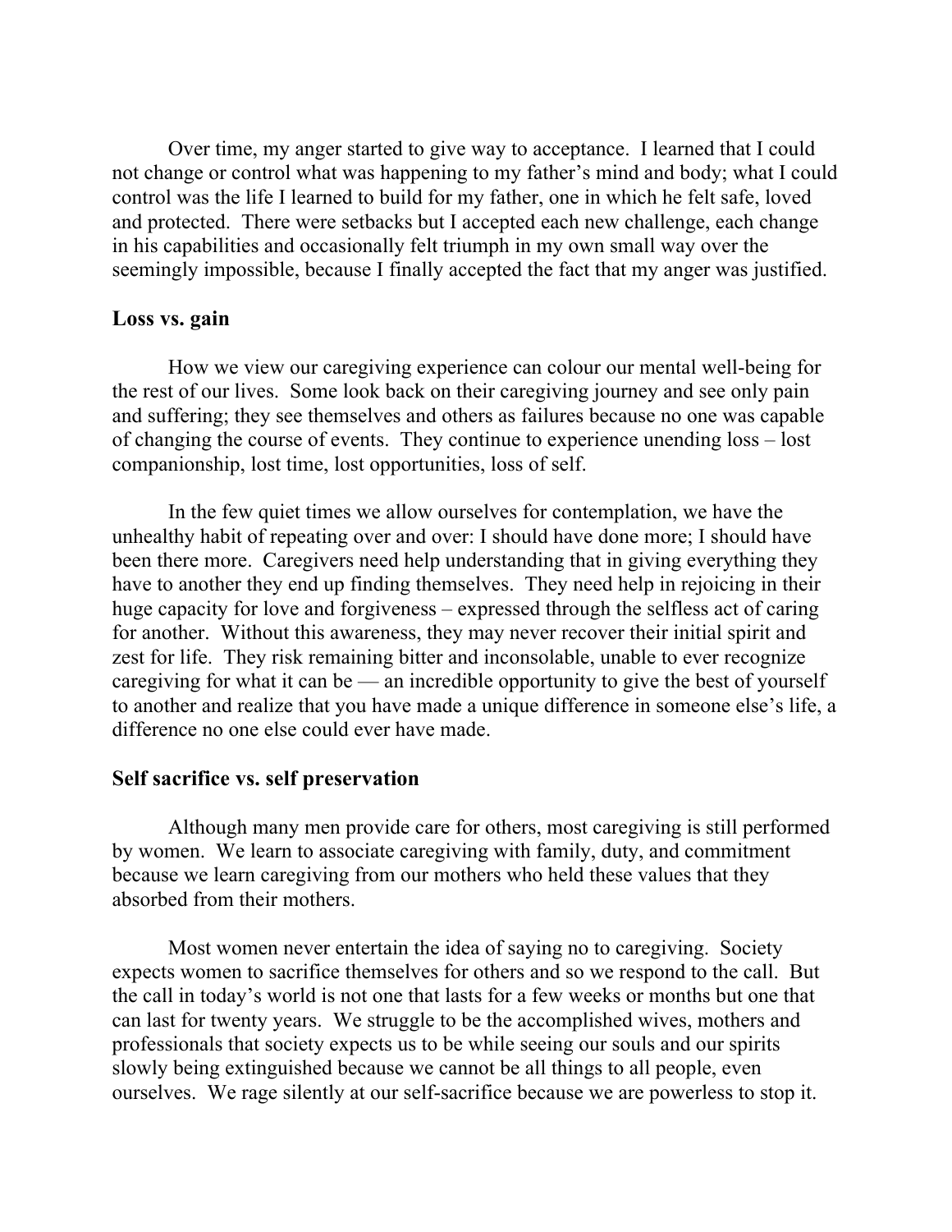Over time, my anger started to give way to acceptance. I learned that I could not change or control what was happening to my father's mind and body; what I could control was the life I learned to build for my father, one in which he felt safe, loved and protected. There were setbacks but I accepted each new challenge, each change in his capabilities and occasionally felt triumph in my own small way over the seemingly impossible, because I finally accepted the fact that my anger was justified.

**Loss vs. gain**

How we view our caregiving experience can colour our mental well-being for the rest of our lives. Some look back on their caregiving journey and see only pain and suffering; they see themselves and others as failures because no one was capable of changing the course of events. They continue to experience unending loss – lost companionship, lost time, lost opportunities, loss of self.

In the few quiet times we allow ourselves for contemplation, we have the unhealthy habit of repeating over and over: I should have done more; I should have been there more. Caregivers need help understanding that in giving everything they have to another they end up finding themselves. They need help in rejoicing in their huge capacity for love and forgiveness – expressed through the selfless act of caring for another. Without this awareness, they may never recover their initial spirit and zest for life. They risk remaining bitter and inconsolable, unable to ever recognize caregiving for what it can be — an incredible opportunity to give the best of yourself to another and realize that you have made a unique difference in someone else's life, a difference no one else could ever have made.

**Self sacrifice vs. self preservation**

Although many men provide care for others, most caregiving is still performed by women. We learn to associate caregiving with family, duty, and commitment because we learn caregiving from our mothers who held these values that they absorbed from their mothers.

Most women never entertain the idea of saying no to caregiving. Society expects women to sacrifice themselves for others and so we respond to the call. But the call in today's world is not one that lasts for a few weeks or months but one that can last for twenty years. We struggle to be the accomplished wives, mothers and professionals that society expects us to be while seeing our souls and our spirits slowly being extinguished because we cannot be all things to all people, even ourselves. We rage silently at our self-sacrifice because we are powerless to stop it.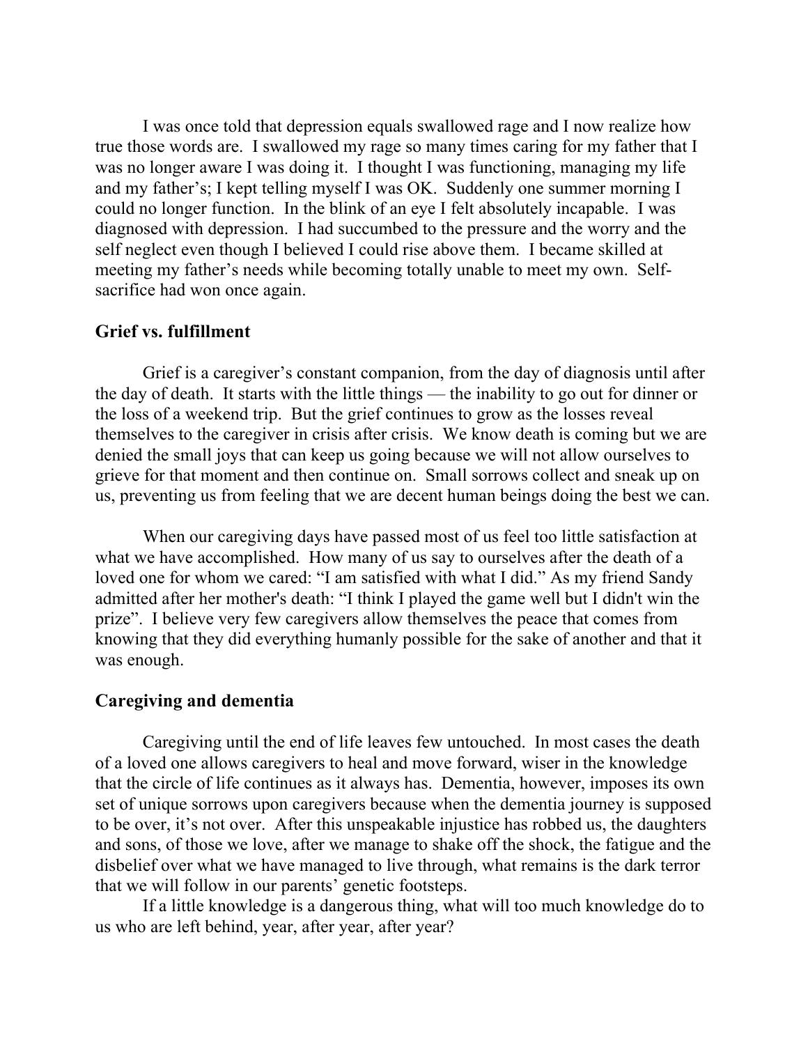I was once told that depression equals swallowed rage and I now realize how true those words are. I swallowed my rage so many times caring for my father that I was no longer aware I was doing it. I thought I was functioning, managing my life and my father's; I kept telling myself I was OK. Suddenly one summer morning I could no longer function. In the blink of an eye I felt absolutely incapable. I was diagnosed with depression. I had succumbed to the pressure and the worry and the self neglect even though I believed I could rise above them. I became skilled at meeting my father's needs while becoming totally unable to meet my own. Self-sacrifice had won once again.

**Grief vs. fulfillment**

Grief is a caregiver's constant companion, from the day of diagnosis until after the day of death. It starts with the little things — the inability to go out for dinner or the loss of a weekend trip. But the grief continues to grow as the losses reveal themselves to the caregiver in crisis after crisis. We know death is coming but we are denied the small joys that can keep us going because we will not allow ourselves to grieve for that moment and then continue on. Small sorrows collect and sneak up on us, preventing us from feeling that we are decent human beings doing the best we can.

When our caregiving days have passed most of us feel too little satisfaction at what we have accomplished. How many of us say to ourselves after the death of a loved one for whom we cared: "I am satisfied with what I did." As my friend Sandy admitted after her mother's death: "I think I played the game well but I didn't win the prize". I believe very few caregivers allow themselves the peace that comes from knowing that they did everything humanly possible for the sake of another and that it was enough.

**Caregiving and dementia**

Caregiving until the end of life leaves few untouched. In most cases the death of a loved one allows caregivers to heal and move forward, wiser in the knowledge that the circle of life continues as it always has. Dementia, however, imposes its own set of unique sorrows upon caregivers because when the dementia journey is supposed to be over, it's not over. After this unspeakable injustice has robbed us, the daughters and sons, of those we love, after we manage to shake off the shock, the fatigue and the disbelief over what we have managed to live through, what remains is the dark terror that we will follow in our parents' genetic footsteps.

If a little knowledge is a dangerous thing, what will too much knowledge do to us who are left behind, year, after year, after year?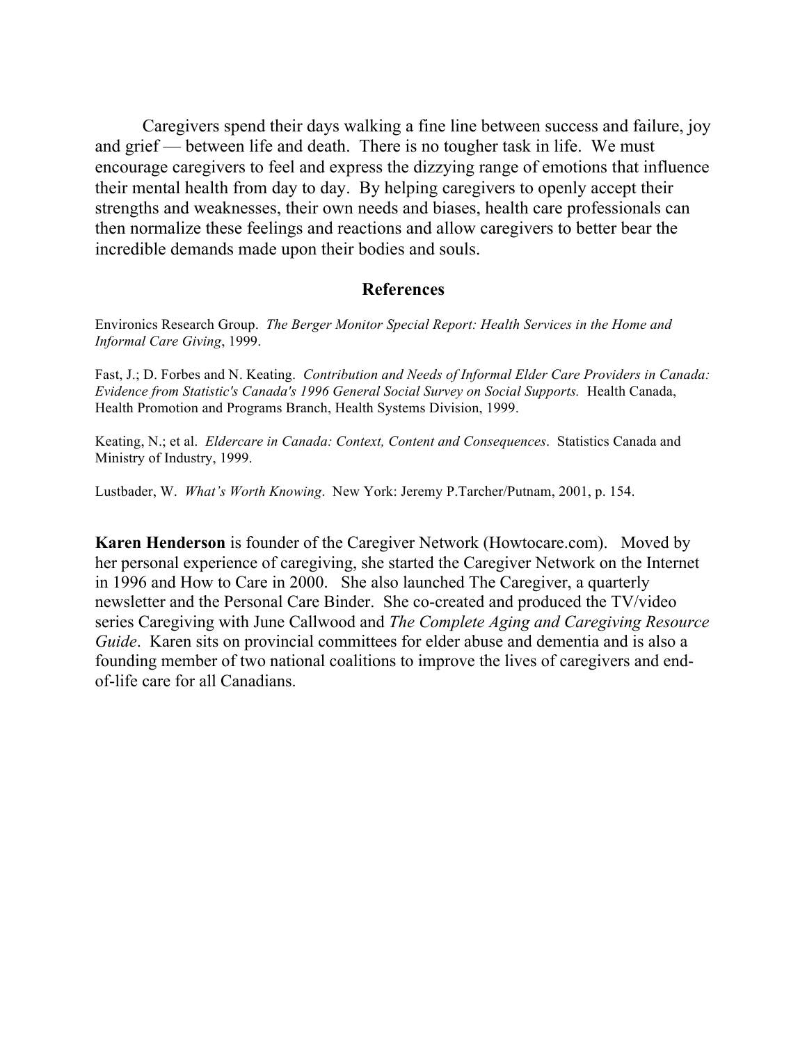Caregivers spend their days walking a fine line between success and failure, joy and grief — between life and death. There is no tougher task in life. We must encourage caregivers to feel and express the dizzying range of emotions that influence their mental health from day to day. By helping caregivers to openly accept their strengths and weaknesses, their own needs and biases, health care professionals can then normalize these feelings and reactions and allow caregivers to better bear the incredible demands made upon their bodies and souls.

## References

Environics Research Group. *The Berger Monitor Special Report: Health Services in the Home and Informal Care Giving*, 1999.

Fast, J.; D. Forbes and N. Keating. *Contribution and Needs of Informal Elder Care Providers in Canada: Evidence from Statistic's Canada's 1996 General Social Survey on Social Supports.* Health Canada, Health Promotion and Programs Branch, Health Systems Division, 1999.

Keating, N.; et al. *Eldercare in Canada: Context, Content and Consequences*. Statistics Canada and Ministry of Industry, 1999.

Lustbader, W. *What's Worth Knowing*. New York: Jeremy P.Tarcher/Putnam, 2001, p. 154.

**Karen Henderson** is founder of the Caregiver Network (Howtocare.com). Moved by her personal experience of caregiving, she started the Caregiver Network on the Internet in 1996 and How to Care in 2000. She also launched The Caregiver, a quarterly newsletter and the Personal Care Binder. She co-created and produced the TV/video series Caregiving with June Callwood and *The Complete Aging and Caregiving Resource Guide*. Karen sits on provincial committees for elder abuse and dementia and is also a founding member of two national coalitions to improve the lives of caregivers and end-of-life care for all Canadians.